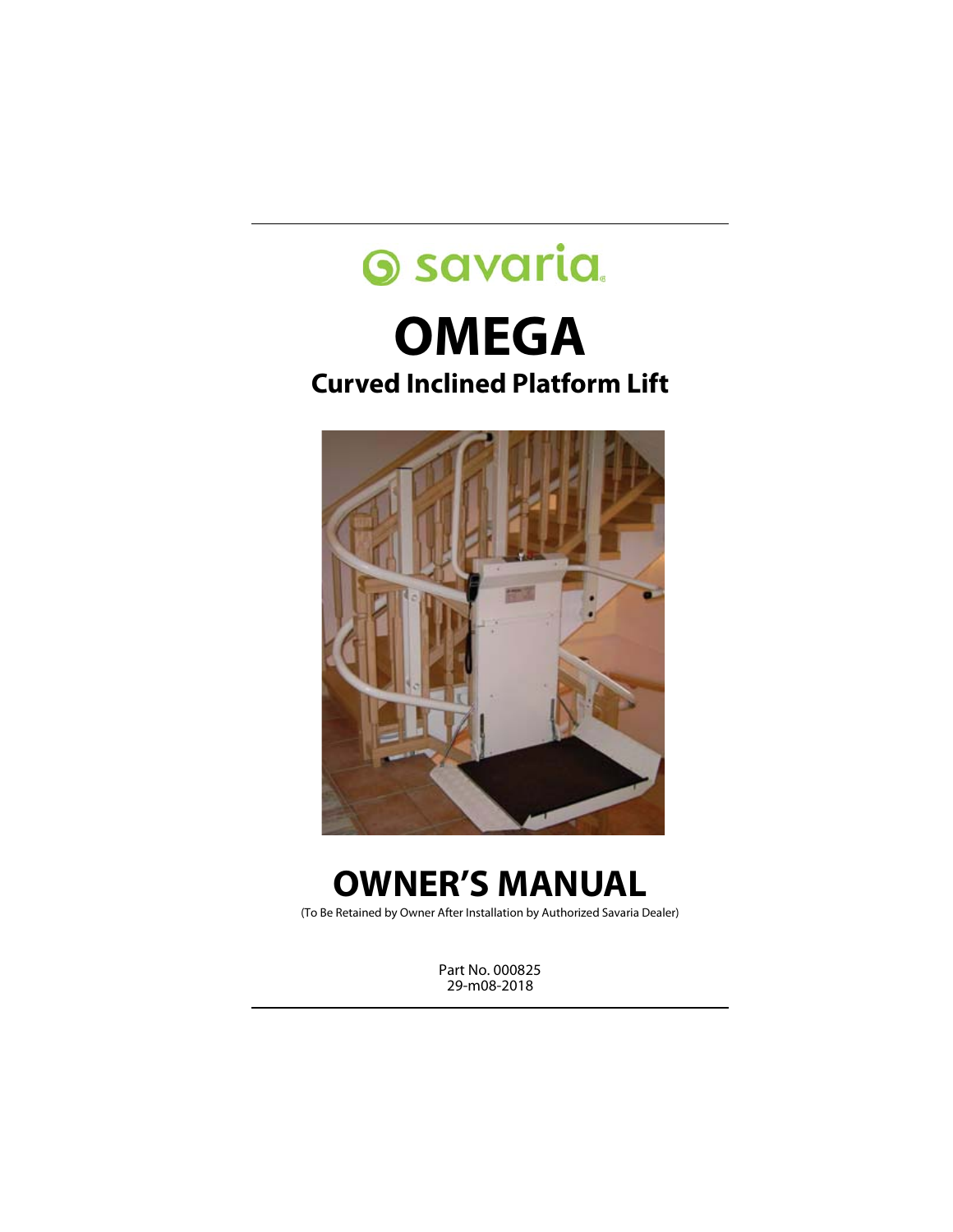savaria

# OMEGA

## Curved Inclined Platform Lift

# OWNER'S MANUAL

(To Be Retained by Owner After Installation by Authorized Savaria Dealer)

Part No. 000825
29-m08-2018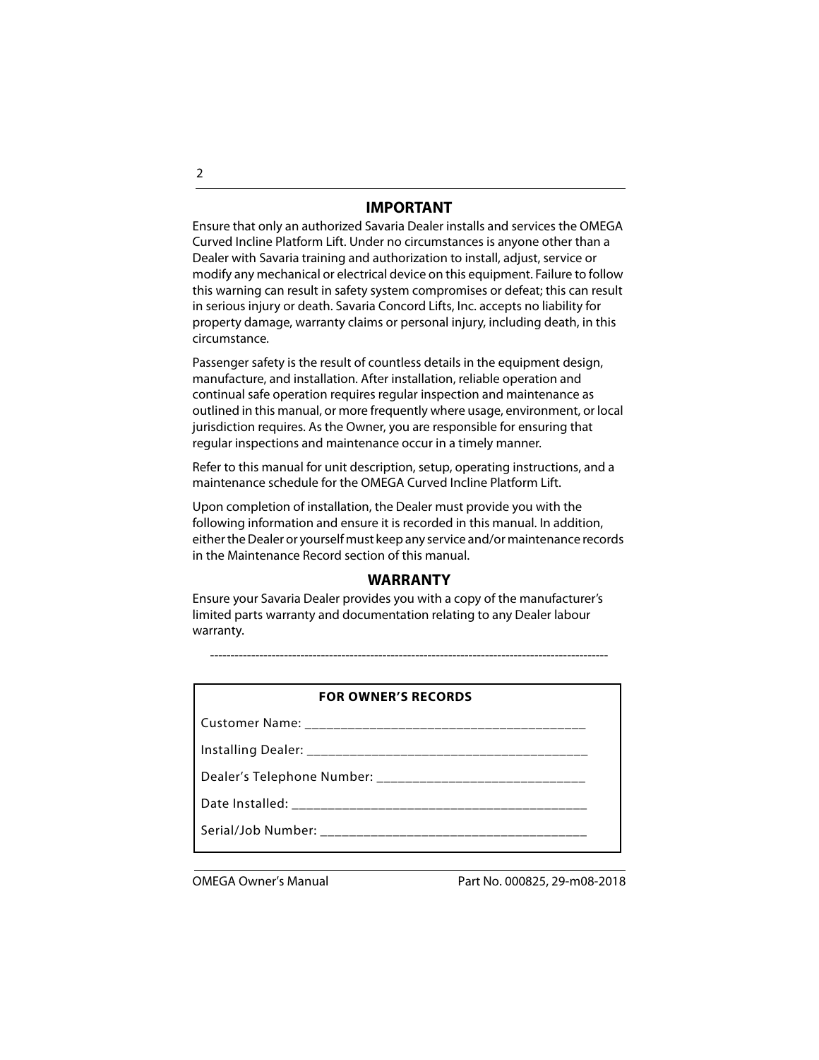## IMPORTANT

Ensure that only an authorized Savaria Dealer installs and services the OMEGA Curved Incline Platform Lift. Under no circumstances is anyone other than a Dealer with Savaria training and authorization to install, adjust, service or modify any mechanical or electrical device on this equipment. Failure to follow this warning can result in safety system compromises or defeat; this can result in serious injury or death. Savaria Concord Lifts, Inc. accepts no liability for property damage, warranty claims or personal injury, including death, in this circumstance.

Passenger safety is the result of countless details in the equipment design, manufacture, and installation. After installation, reliable operation and continual safe operation requires regular inspection and maintenance as outlined in this manual, or more frequently where usage, environment, or local jurisdiction requires. As the Owner, you are responsible for ensuring that regular inspections and maintenance occur in a timely manner.

Refer to this manual for unit description, setup, operating instructions, and a maintenance schedule for the OMEGA Curved Incline Platform Lift.

Upon completion of installation, the Dealer must provide you with the following information and ensure it is recorded in this manual. In addition, either the Dealer or yourself must keep any service and/or maintenance records in the Maintenance Record section of this manual.

## WARRANTY

Ensure your Savaria Dealer provides you with a copy of the manufacturer's limited parts warranty and documentation relating to any Dealer labour warranty.

---

**FOR OWNER'S RECORDS**

Customer Name: ________________________________________

Installing Dealer: ________________________________________

Dealer's Telephone Number: ______________________________

Date Installed: __________________________________________

Serial/Job Number: ______________________________________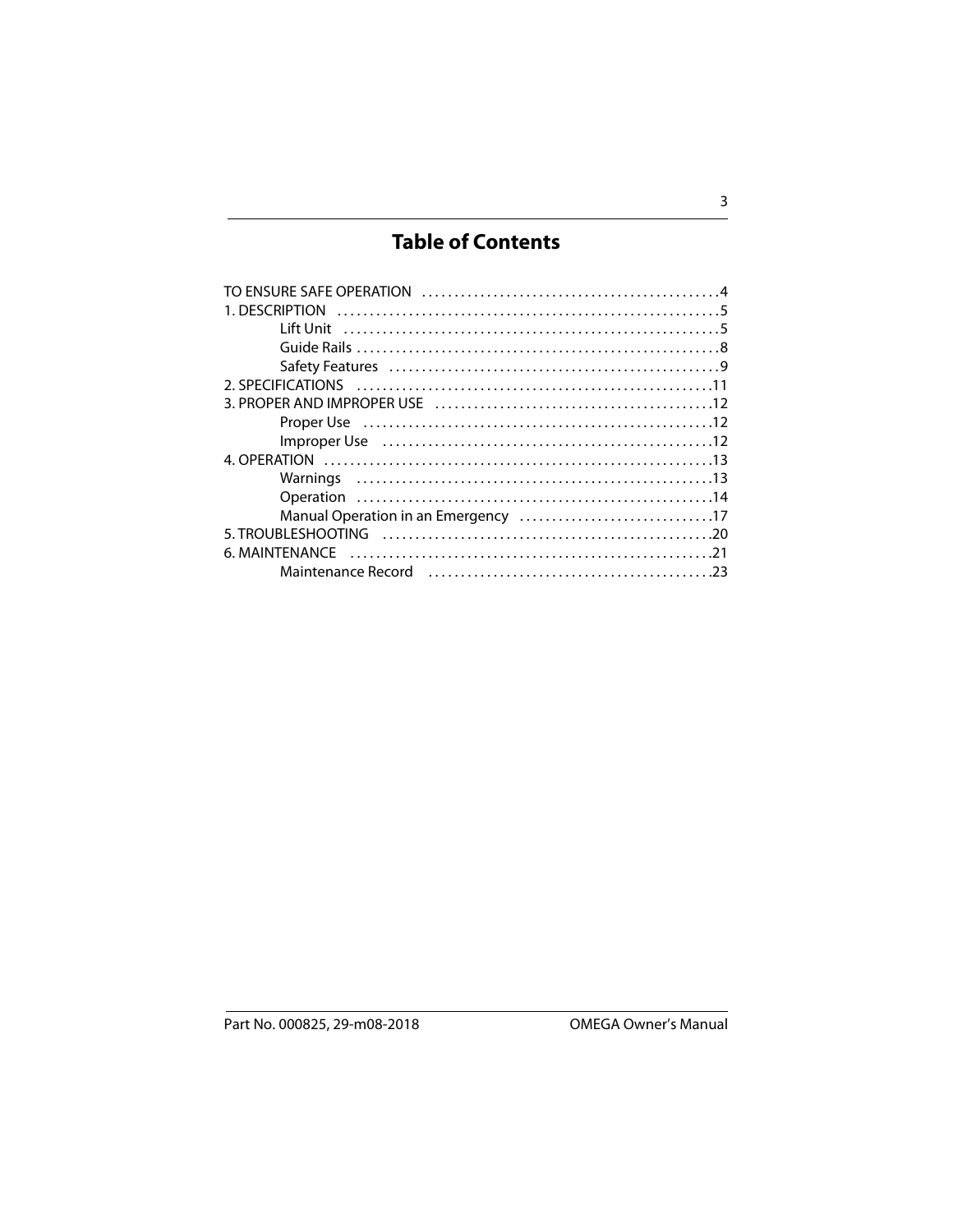# Table of Contents

TO ENSURE SAFE OPERATION . . . . . . . . . . . . . . . . . . . . . . . . . . . . . . . . . . . . . . . . . . . . .4
1. DESCRIPTION . . . . . . . . . . . . . . . . . . . . . . . . . . . . . . . . . . . . . . . . . . . . . . . . . . . . . . . . . .5
    Lift Unit . . . . . . . . . . . . . . . . . . . . . . . . . . . . . . . . . . . . . . . . . . . . . . . . . . . . . . . . . .5
    Guide Rails . . . . . . . . . . . . . . . . . . . . . . . . . . . . . . . . . . . . . . . . . . . . . . . . . . . . . . . .8
    Safety Features . . . . . . . . . . . . . . . . . . . . . . . . . . . . . . . . . . . . . . . . . . . . . . . . . . . .9
2. SPECIFICATIONS . . . . . . . . . . . . . . . . . . . . . . . . . . . . . . . . . . . . . . . . . . . . . . . . . . . . .11
3. PROPER AND IMPROPER USE . . . . . . . . . . . . . . . . . . . . . . . . . . . . . . . . . . . . . . . . . .12
    Proper Use . . . . . . . . . . . . . . . . . . . . . . . . . . . . . . . . . . . . . . . . . . . . . . . . . . . . . . .12
    Improper Use . . . . . . . . . . . . . . . . . . . . . . . . . . . . . . . . . . . . . . . . . . . . . . . . . . . . .12
4. OPERATION . . . . . . . . . . . . . . . . . . . . . . . . . . . . . . . . . . . . . . . . . . . . . . . . . . . . . . . . . .13
    Warnings . . . . . . . . . . . . . . . . . . . . . . . . . . . . . . . . . . . . . . . . . . . . . . . . . . . . . . . .13
    Operation . . . . . . . . . . . . . . . . . . . . . . . . . . . . . . . . . . . . . . . . . . . . . . . . . . . . . . . .14
    Manual Operation in an Emergency . . . . . . . . . . . . . . . . . . . . . . . . . . . . . . . . . . . .17
5. TROUBLESHOOTING . . . . . . . . . . . . . . . . . . . . . . . . . . . . . . . . . . . . . . . . . . . . . . . . . .20
6. MAINTENANCE . . . . . . . . . . . . . . . . . . . . . . . . . . . . . . . . . . . . . . . . . . . . . . . . . . . . . . .21
    Maintenance Record . . . . . . . . . . . . . . . . . . . . . . . . . . . . . . . . . . . . . . . . . . . . . . .23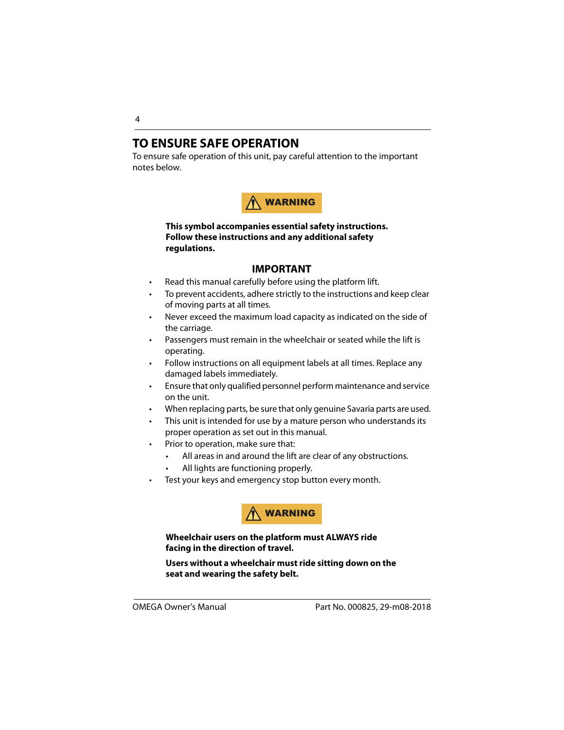# TO ENSURE SAFE OPERATION

To ensure safe operation of this unit, pay careful attention to the important notes below.

**⚠ WARNING**

**This symbol accompanies essential safety instructions. Follow these instructions and any additional safety regulations.**

## IMPORTANT

- Read this manual carefully before using the platform lift.
- To prevent accidents, adhere strictly to the instructions and keep clear of moving parts at all times.
- Never exceed the maximum load capacity as indicated on the side of the carriage.
- Passengers must remain in the wheelchair or seated while the lift is operating.
- Follow instructions on all equipment labels at all times. Replace any damaged labels immediately.
- Ensure that only qualified personnel perform maintenance and service on the unit.
- When replacing parts, be sure that only genuine Savaria parts are used.
- This unit is intended for use by a mature person who understands its proper operation as set out in this manual.
- Prior to operation, make sure that:
  - All areas in and around the lift are clear of any obstructions.
  - All lights are functioning properly.
- Test your keys and emergency stop button every month.

**⚠ WARNING**

**Wheelchair users on the platform must ALWAYS ride facing in the direction of travel.**

**Users without a wheelchair must ride sitting down on the seat and wearing the safety belt.**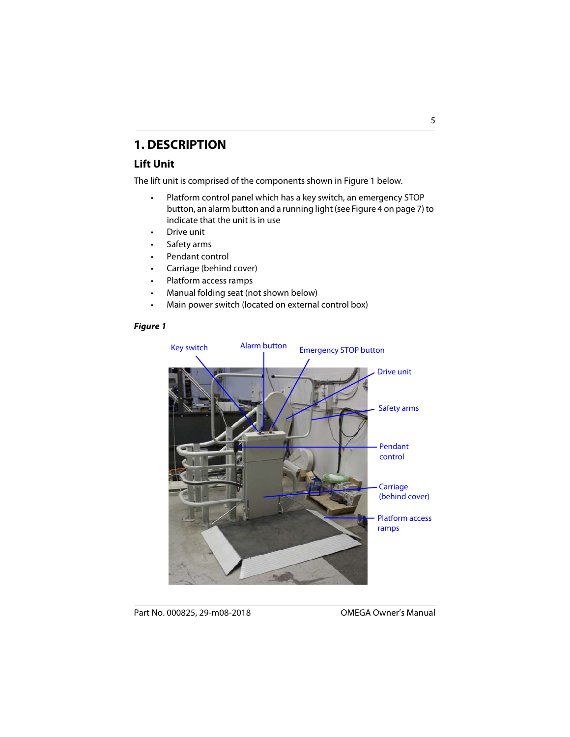# 1. DESCRIPTION

## Lift Unit

The lift unit is comprised of the components shown in Figure 1 below.

- Platform control panel which has a key switch, an emergency STOP button, an alarm button and a running light (see Figure 4 on page 7) to indicate that the unit is in use
- Drive unit
- Safety arms
- Pendant control
- Carriage (behind cover)
- Platform access ramps
- Manual folding seat (not shown below)
- Main power switch (located on external control box)

***Figure 1***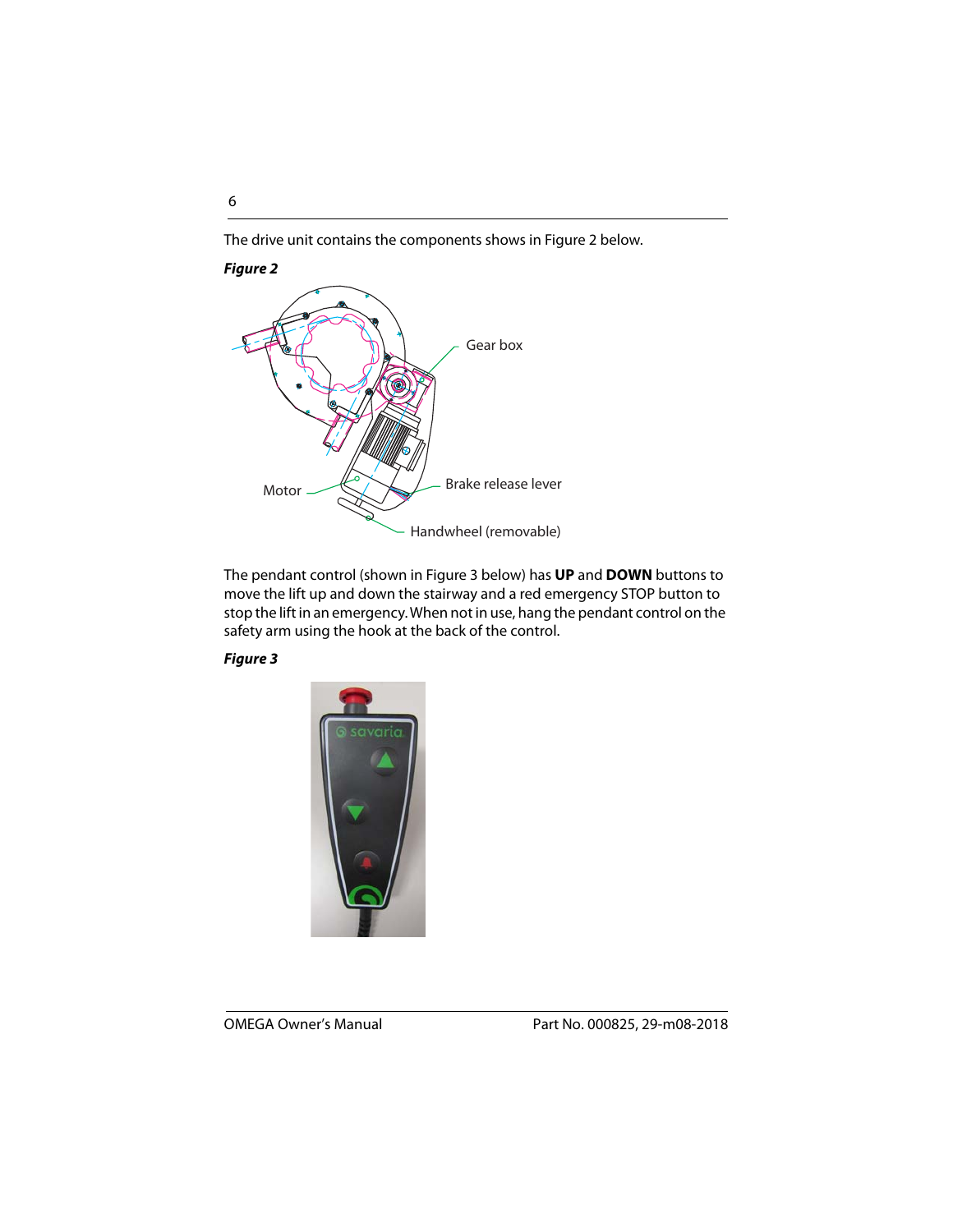The drive unit contains the components shows in Figure 2 below.

***Figure 2***

Gear box

Motor

Brake release lever

Handwheel (removable)

The pendant control (shown in Figure 3 below) has **UP** and **DOWN** buttons to move the lift up and down the stairway and a red emergency STOP button to stop the lift in an emergency. When not in use, hang the pendant control on the safety arm using the hook at the back of the control.

***Figure 3***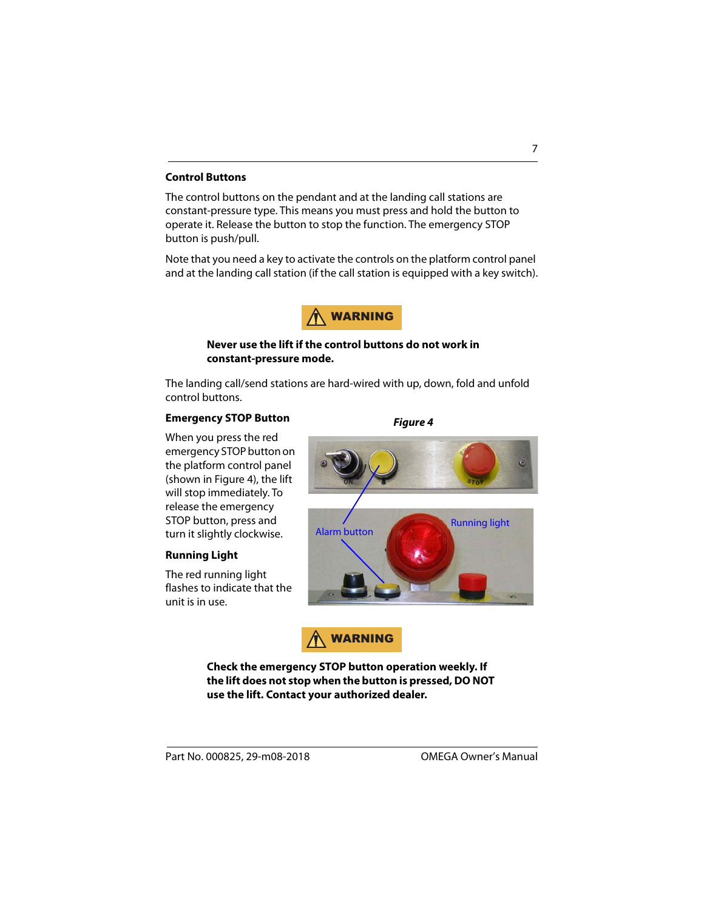## Control Buttons

The control buttons on the pendant and at the landing call stations are constant-pressure type. This means you must press and hold the button to operate it. Release the button to stop the function. The emergency STOP button is push/pull.

Note that you need a key to activate the controls on the platform control panel and at the landing call station (if the call station is equipped with a key switch).

**WARNING**

**Never use the lift if the control buttons do not work in constant-pressure mode.**

The landing call/send stations are hard-wired with up, down, fold and unfold control buttons.

### Emergency STOP Button

When you press the red emergency STOP button on the platform control panel (shown in Figure 4), the lift will stop immediately. To release the emergency STOP button, press and turn it slightly clockwise.

### Running Light

The red running light flashes to indicate that the unit is in use.

***Figure 4***

Alarm button

Running light

**WARNING**

**Check the emergency STOP button operation weekly. If the lift does not stop when the button is pressed, DO NOT use the lift. Contact your authorized dealer.**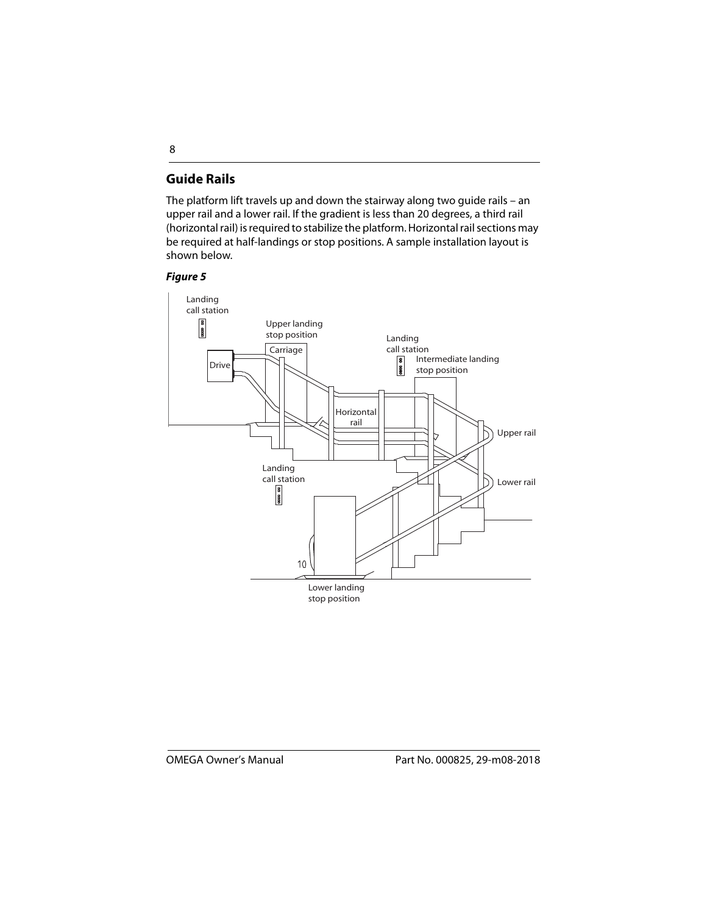## Guide Rails

The platform lift travels up and down the stairway along two guide rails – an upper rail and a lower rail. If the gradient is less than 20 degrees, a third rail (horizontal rail) is required to stabilize the platform. Horizontal rail sections may be required at half-landings or stop positions. A sample installation layout is shown below.

***Figure 5***

Landing call station

Upper landing stop position

Carriage

Drive

Landing call station

Intermediate landing stop position

Horizontal rail

Upper rail

Lower rail

Landing call station

10

Lower landing stop position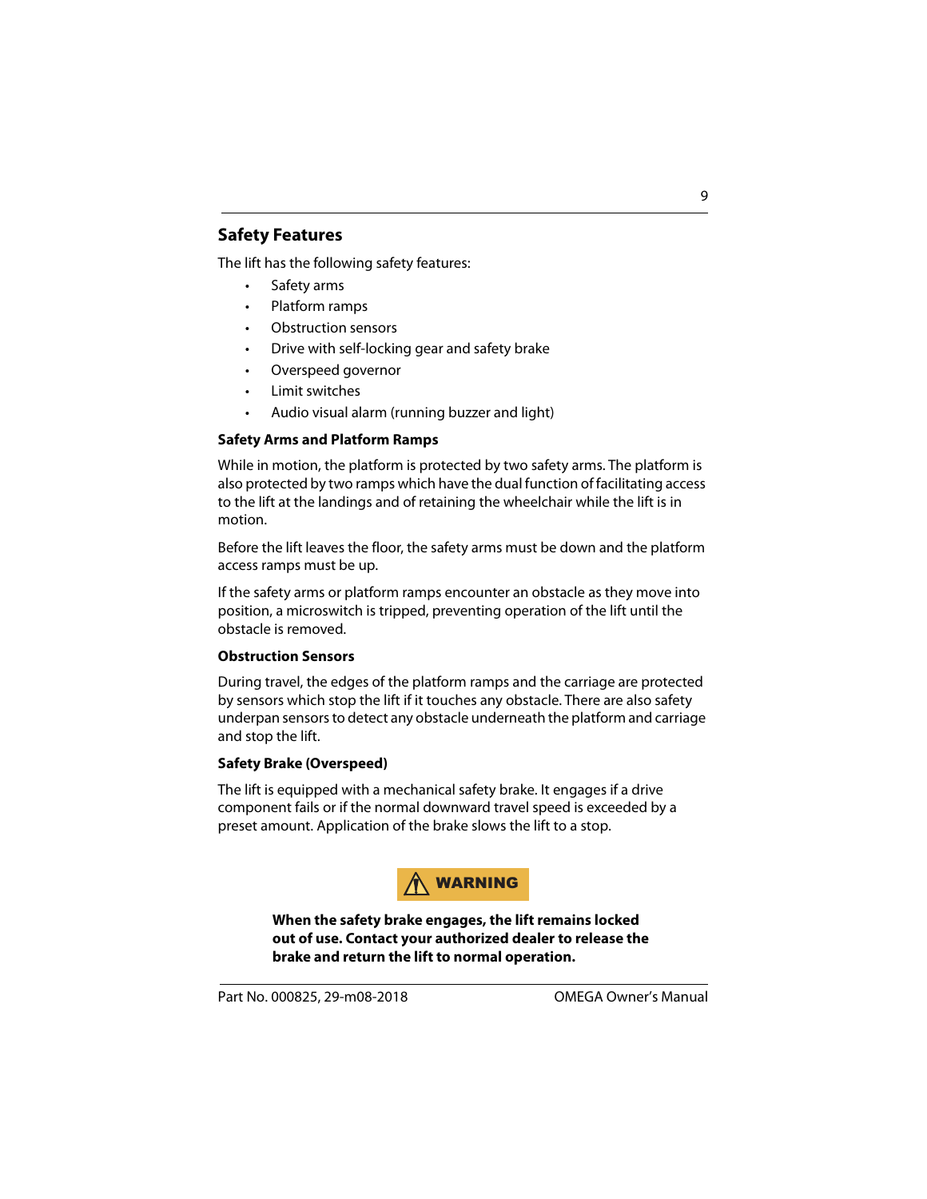## Safety Features

The lift has the following safety features:

- Safety arms
- Platform ramps
- Obstruction sensors
- Drive with self-locking gear and safety brake
- Overspeed governor
- Limit switches
- Audio visual alarm (running buzzer and light)

### Safety Arms and Platform Ramps

While in motion, the platform is protected by two safety arms. The platform is also protected by two ramps which have the dual function of facilitating access to the lift at the landings and of retaining the wheelchair while the lift is in motion.

Before the lift leaves the floor, the safety arms must be down and the platform access ramps must be up.

If the safety arms or platform ramps encounter an obstacle as they move into position, a microswitch is tripped, preventing operation of the lift until the obstacle is removed.

### Obstruction Sensors

During travel, the edges of the platform ramps and the carriage are protected by sensors which stop the lift if it touches any obstacle. There are also safety underpan sensors to detect any obstacle underneath the platform and carriage and stop the lift.

### Safety Brake (Overspeed)

The lift is equipped with a mechanical safety brake. It engages if a drive component fails or if the normal downward travel speed is exceeded by a preset amount. Application of the brake slows the lift to a stop.

**⚠ WARNING**

**When the safety brake engages, the lift remains locked out of use. Contact your authorized dealer to release the brake and return the lift to normal operation.**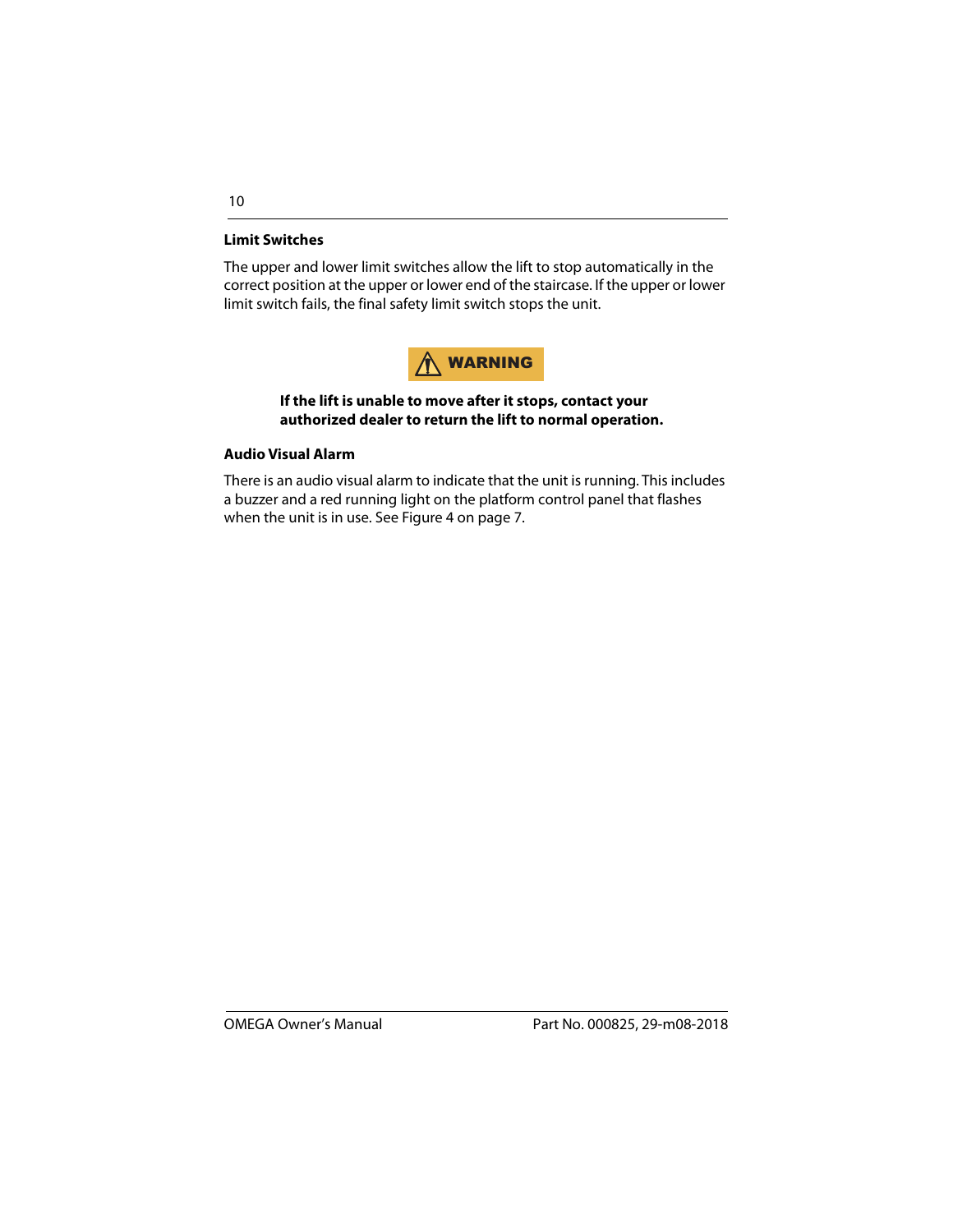### Limit Switches

The upper and lower limit switches allow the lift to stop automatically in the correct position at the upper or lower end of the staircase. If the upper or lower limit switch fails, the final safety limit switch stops the unit.

⚠ **WARNING**

**If the lift is unable to move after it stops, contact your authorized dealer to return the lift to normal operation.**

### Audio Visual Alarm

There is an audio visual alarm to indicate that the unit is running. This includes a buzzer and a red running light on the platform control panel that flashes when the unit is in use. See Figure 4 on page 7.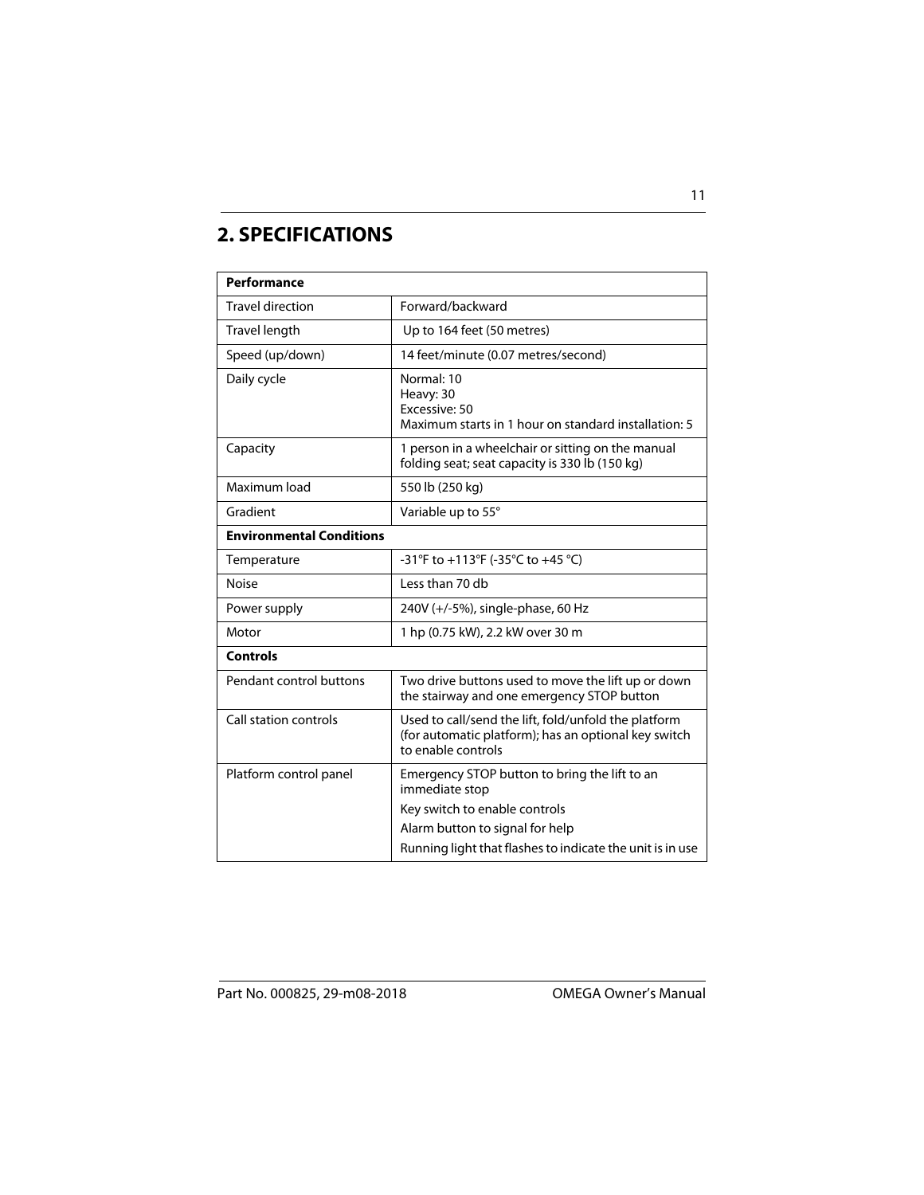## 2. SPECIFICATIONS

| **Performance** | |
|---|---|
| Travel direction | Forward/backward |
| Travel length | Up to 164 feet (50 metres) |
| Speed (up/down) | 14 feet/minute (0.07 metres/second) |
| Daily cycle | Normal: 10<br>Heavy: 30<br>Excessive: 50<br>Maximum starts in 1 hour on standard installation: 5 |
| Capacity | 1 person in a wheelchair or sitting on the manual folding seat; seat capacity is 330 lb (150 kg) |
| Maximum load | 550 lb (250 kg) |
| Gradient | Variable up to 55° |
| **Environmental Conditions** | |
| Temperature | -31°F to +113°F (-35°C to +45 °C) |
| Noise | Less than 70 db |
| Power supply | 240V (+/-5%), single-phase, 60 Hz |
| Motor | 1 hp (0.75 kW), 2.2 kW over 30 m |
| **Controls** | |
| Pendant control buttons | Two drive buttons used to move the lift up or down the stairway and one emergency STOP button |
| Call station controls | Used to call/send the lift, fold/unfold the platform (for automatic platform); has an optional key switch to enable controls |
| Platform control panel | Emergency STOP button to bring the lift to an immediate stop<br>Key switch to enable controls<br>Alarm button to signal for help<br>Running light that flashes to indicate the unit is in use |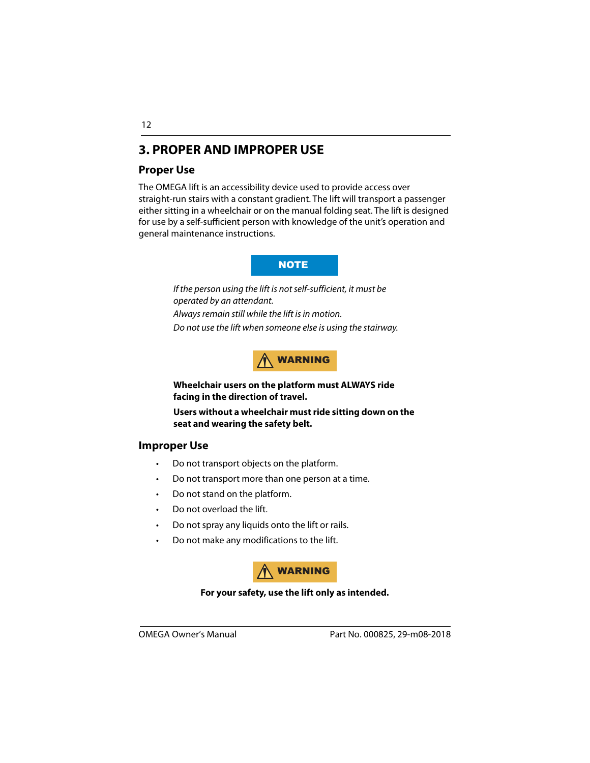# 3. PROPER AND IMPROPER USE

## Proper Use

The OMEGA lift is an accessibility device used to provide access over straight-run stairs with a constant gradient. The lift will transport a passenger either sitting in a wheelchair or on the manual folding seat. The lift is designed for use by a self-sufficient person with knowledge of the unit's operation and general maintenance instructions.

**NOTE**

*If the person using the lift is not self-sufficient, it must be operated by an attendant.*

*Always remain still while the lift is in motion.*

*Do not use the lift when someone else is using the stairway.*

**WARNING**

**Wheelchair users on the platform must ALWAYS ride facing in the direction of travel.**

**Users without a wheelchair must ride sitting down on the seat and wearing the safety belt.**

## Improper Use

- Do not transport objects on the platform.
- Do not transport more than one person at a time.
- Do not stand on the platform.
- Do not overload the lift.
- Do not spray any liquids onto the lift or rails.
- Do not make any modifications to the lift.

**WARNING**

**For your safety, use the lift only as intended.**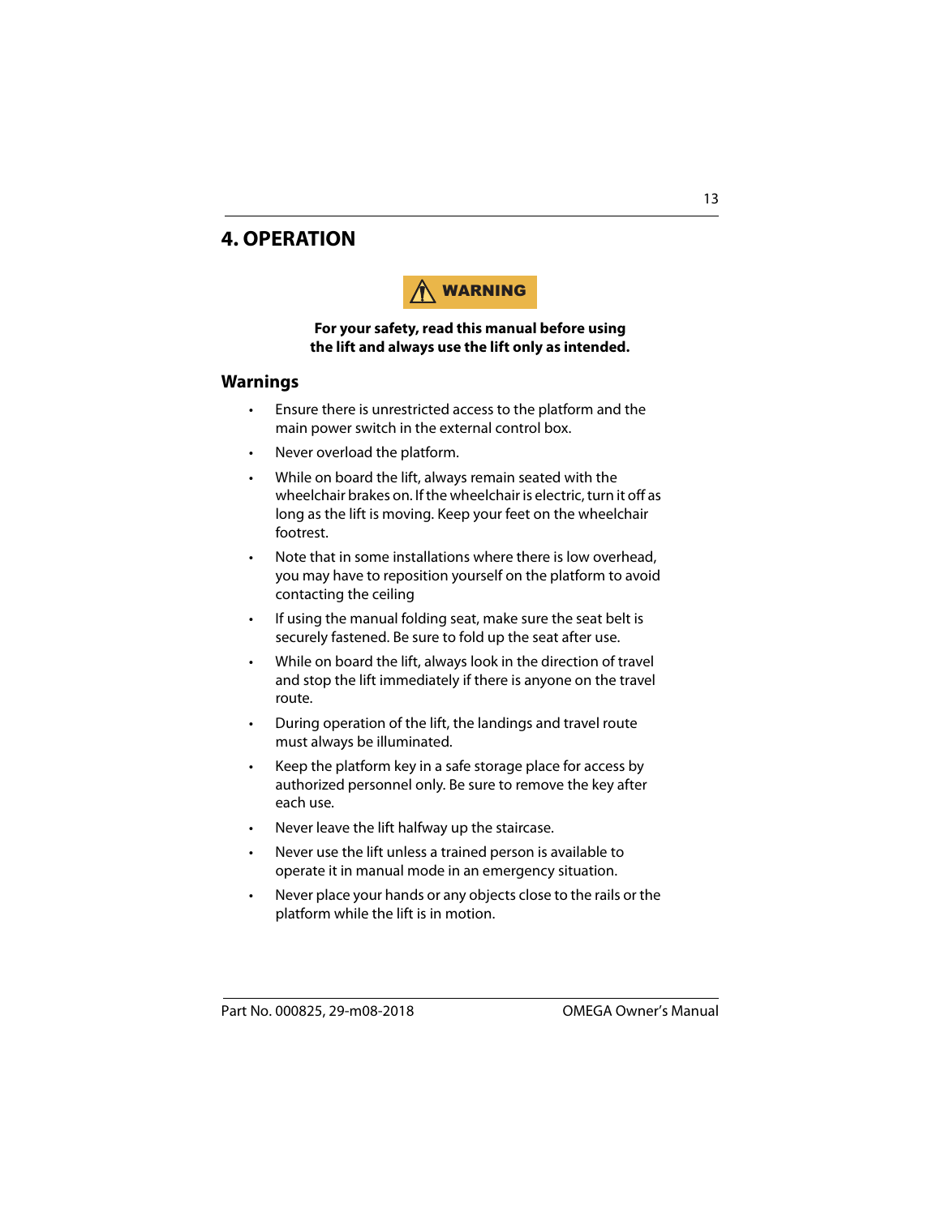# 4. OPERATION

**⚠ WARNING**

**For your safety, read this manual before using the lift and always use the lift only as intended.**

## Warnings

- Ensure there is unrestricted access to the platform and the main power switch in the external control box.
- Never overload the platform.
- While on board the lift, always remain seated with the wheelchair brakes on. If the wheelchair is electric, turn it off as long as the lift is moving. Keep your feet on the wheelchair footrest.
- Note that in some installations where there is low overhead, you may have to reposition yourself on the platform to avoid contacting the ceiling
- If using the manual folding seat, make sure the seat belt is securely fastened. Be sure to fold up the seat after use.
- While on board the lift, always look in the direction of travel and stop the lift immediately if there is anyone on the travel route.
- During operation of the lift, the landings and travel route must always be illuminated.
- Keep the platform key in a safe storage place for access by authorized personnel only. Be sure to remove the key after each use.
- Never leave the lift halfway up the staircase.
- Never use the lift unless a trained person is available to operate it in manual mode in an emergency situation.
- Never place your hands or any objects close to the rails or the platform while the lift is in motion.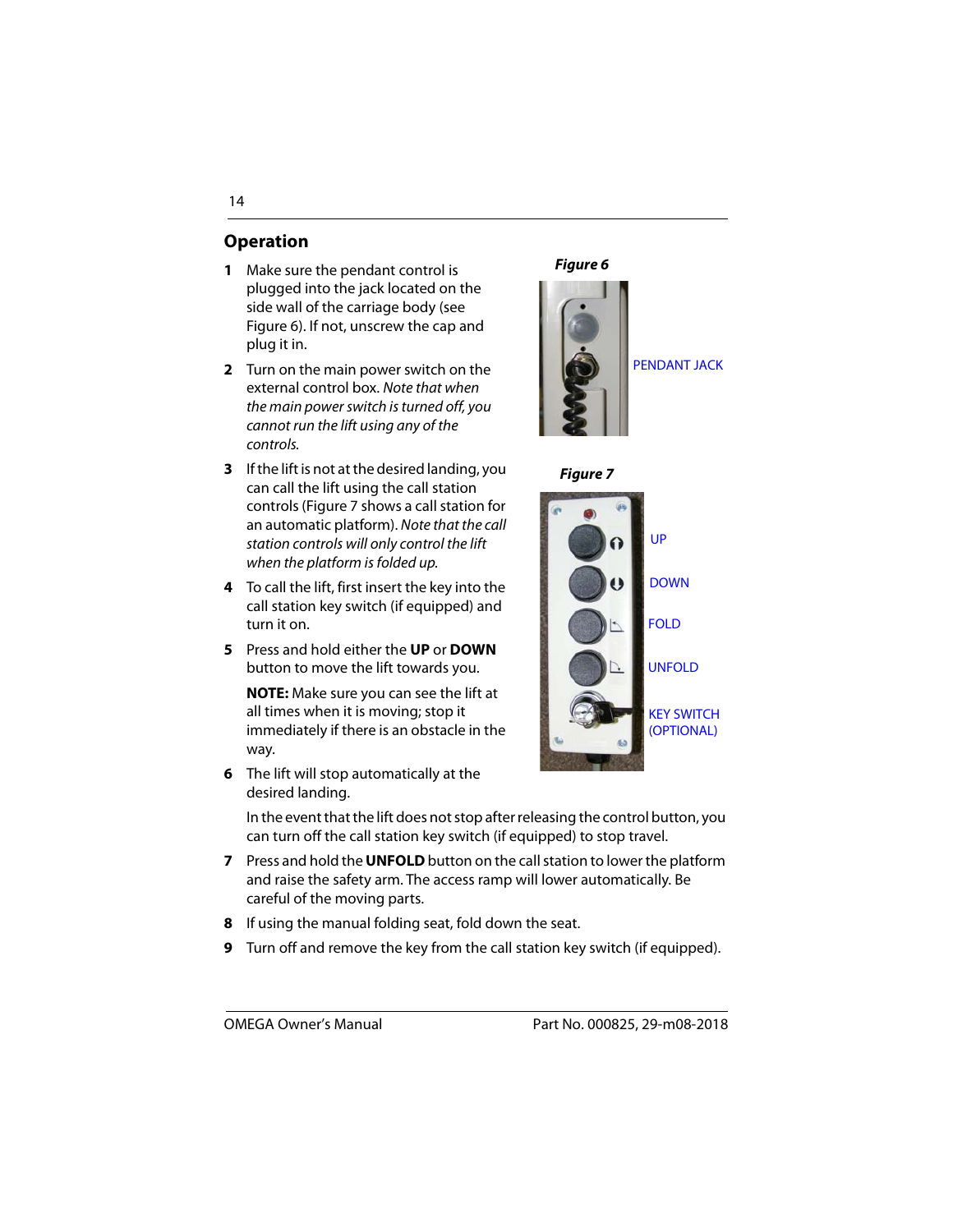## Operation

1. Make sure the pendant control is plugged into the jack located on the side wall of the carriage body (see Figure 6). If not, unscrew the cap and plug it in.
2. Turn on the main power switch on the external control box. *Note that when the main power switch is turned off, you cannot run the lift using any of the controls.*
3. If the lift is not at the desired landing, you can call the lift using the call station controls (Figure 7 shows a call station for an automatic platform). *Note that the call station controls will only control the lift when the platform is folded up.*
4. To call the lift, first insert the key into the call station key switch (if equipped) and turn it on.
5. Press and hold either the **UP** or **DOWN** button to move the lift towards you.

   **NOTE:** Make sure you can see the lift at all times when it is moving; stop it immediately if there is an obstacle in the way.
6. The lift will stop automatically at the desired landing.

   In the event that the lift does not stop after releasing the control button, you can turn off the call station key switch (if equipped) to stop travel.
7. Press and hold the **UNFOLD** button on the call station to lower the platform and raise the safety arm. The access ramp will lower automatically. Be careful of the moving parts.
8. If using the manual folding seat, fold down the seat.
9. Turn off and remove the key from the call station key switch (if equipped).

***Figure 6***

PENDANT JACK

***Figure 7***

UP

DOWN

FOLD

UNFOLD

KEY SWITCH (OPTIONAL)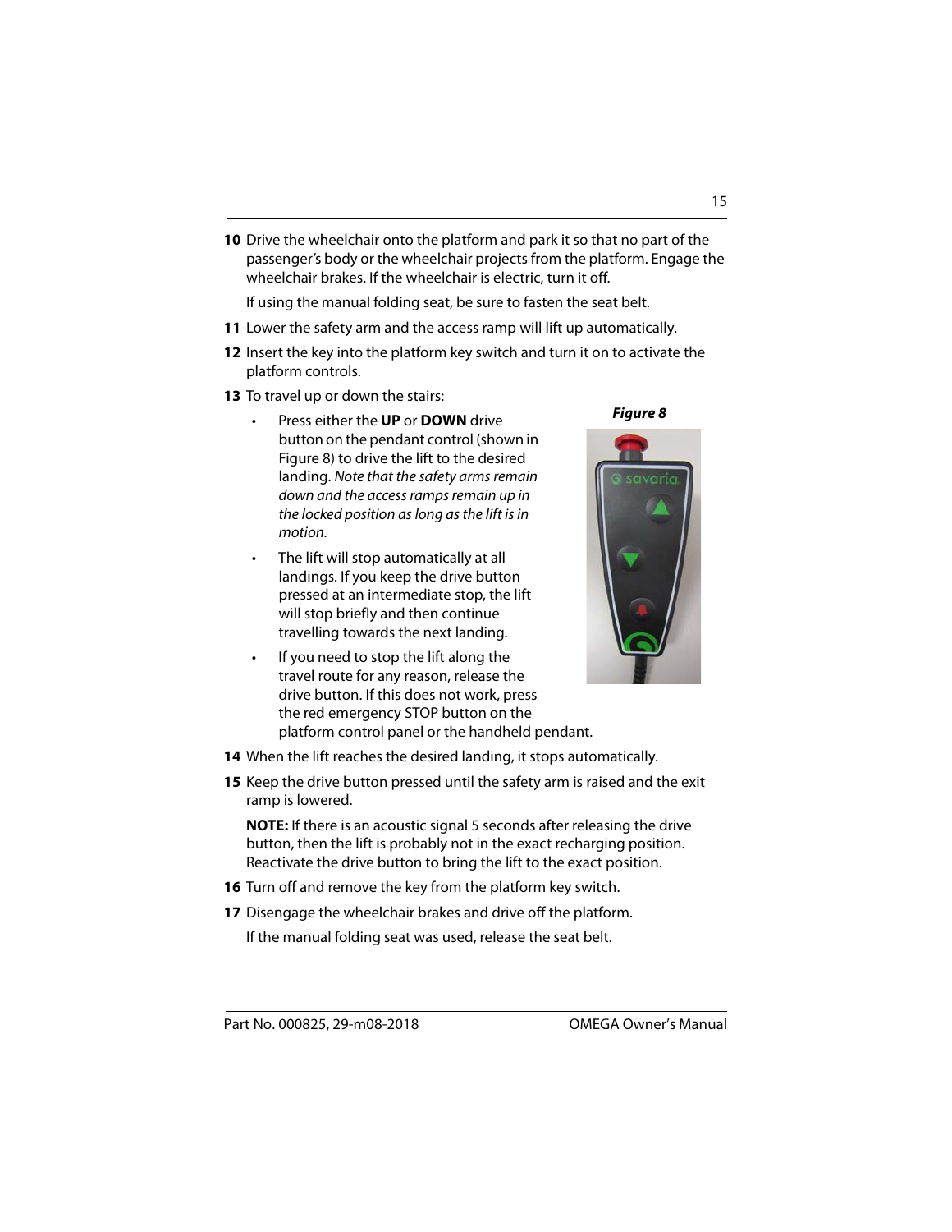10 Drive the wheelchair onto the platform and park it so that no part of the passenger's body or the wheelchair projects from the platform. Engage the wheelchair brakes. If the wheelchair is electric, turn it off.

   If using the manual folding seat, be sure to fasten the seat belt.

11 Lower the safety arm and the access ramp will lift up automatically.

12 Insert the key into the platform key switch and turn it on to activate the platform controls.

13 To travel up or down the stairs:

   - Press either the **UP** or **DOWN** drive button on the pendant control (shown in Figure 8) to drive the lift to the desired landing. *Note that the safety arms remain down and the access ramps remain up in the locked position as long as the lift is in motion.*
   - The lift will stop automatically at all landings. If you keep the drive button pressed at an intermediate stop, the lift will stop briefly and then continue travelling towards the next landing.
   - If you need to stop the lift along the travel route for any reason, release the drive button. If this does not work, press the red emergency STOP button on the platform control panel or the handheld pendant.

***Figure 8***

14 When the lift reaches the desired landing, it stops automatically.

15 Keep the drive button pressed until the safety arm is raised and the exit ramp is lowered.

   **NOTE:** If there is an acoustic signal 5 seconds after releasing the drive button, then the lift is probably not in the exact recharging position. Reactivate the drive button to bring the lift to the exact position.

16 Turn off and remove the key from the platform key switch.

17 Disengage the wheelchair brakes and drive off the platform.

   If the manual folding seat was used, release the seat belt.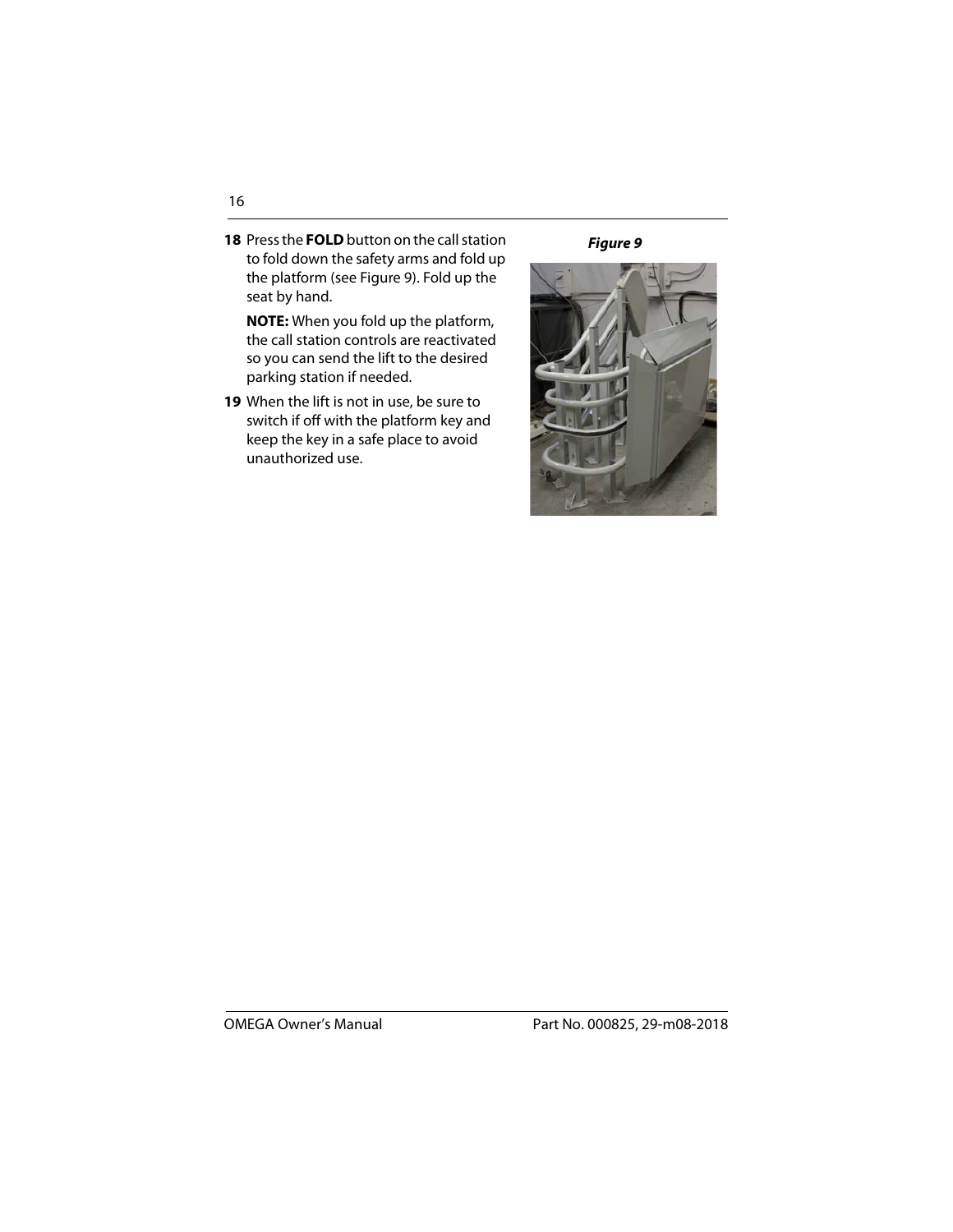**18** Press the **FOLD** button on the call station to fold down the safety arms and fold up the platform (see Figure 9). Fold up the seat by hand.

**NOTE:** When you fold up the platform, the call station controls are reactivated so you can send the lift to the desired parking station if needed.

**19** When the lift is not in use, be sure to switch if off with the platform key and keep the key in a safe place to avoid unauthorized use.

***Figure 9***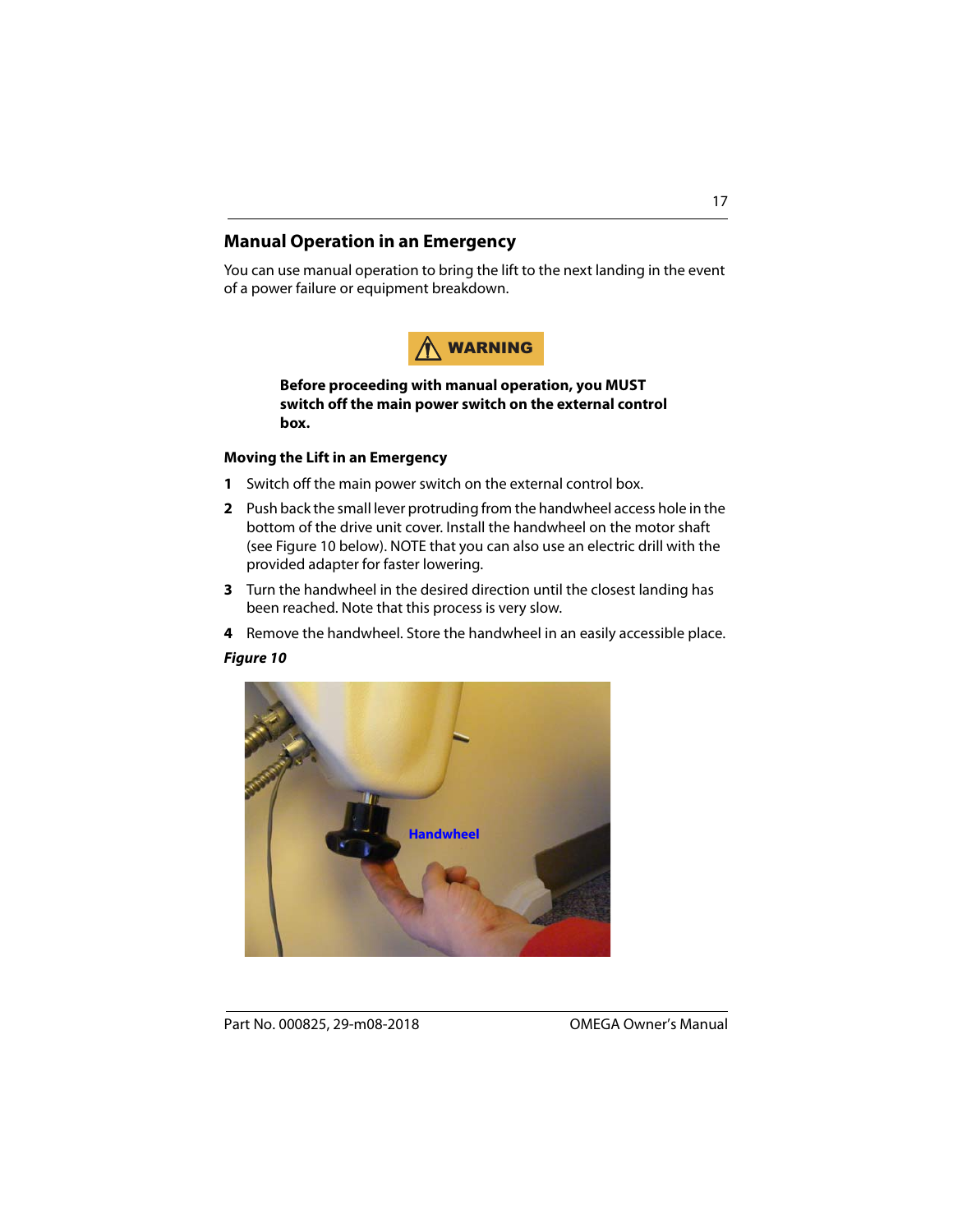## Manual Operation in an Emergency

You can use manual operation to bring the lift to the next landing in the event of a power failure or equipment breakdown.

**⚠ WARNING**

**Before proceeding with manual operation, you MUST switch off the main power switch on the external control box.**

### Moving the Lift in an Emergency

1. Switch off the main power switch on the external control box.
2. Push back the small lever protruding from the handwheel access hole in the bottom of the drive unit cover. Install the handwheel on the motor shaft (see Figure 10 below). NOTE that you can also use an electric drill with the provided adapter for faster lowering.
3. Turn the handwheel in the desired direction until the closest landing has been reached. Note that this process is very slow.
4. Remove the handwheel. Store the handwheel in an easily accessible place.

***Figure 10***

Handwheel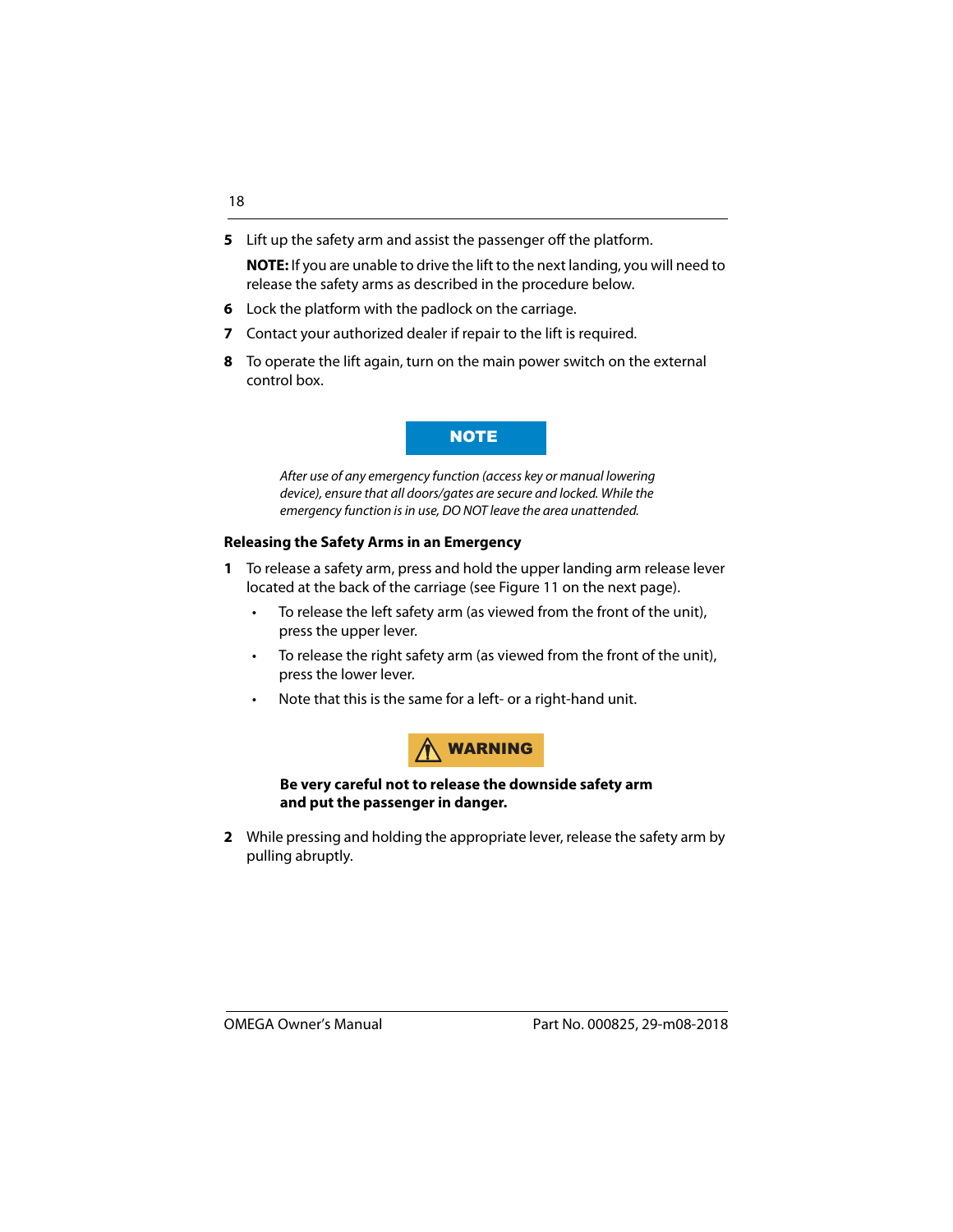5. Lift up the safety arm and assist the passenger off the platform.

   **NOTE:** If you are unable to drive the lift to the next landing, you will need to release the safety arms as described in the procedure below.

6. Lock the platform with the padlock on the carriage.
7. Contact your authorized dealer if repair to the lift is required.
8. To operate the lift again, turn on the main power switch on the external control box.

**NOTE**

*After use of any emergency function (access key or manual lowering device), ensure that all doors/gates are secure and locked. While the emergency function is in use, DO NOT leave the area unattended.*

### Releasing the Safety Arms in an Emergency

1. To release a safety arm, press and hold the upper landing arm release lever located at the back of the carriage (see Figure 11 on the next page).
   - To release the left safety arm (as viewed from the front of the unit), press the upper lever.
   - To release the right safety arm (as viewed from the front of the unit), press the lower lever.
   - Note that this is the same for a left- or a right-hand unit.

**WARNING**

**Be very careful not to release the downside safety arm and put the passenger in danger.**

2. While pressing and holding the appropriate lever, release the safety arm by pulling abruptly.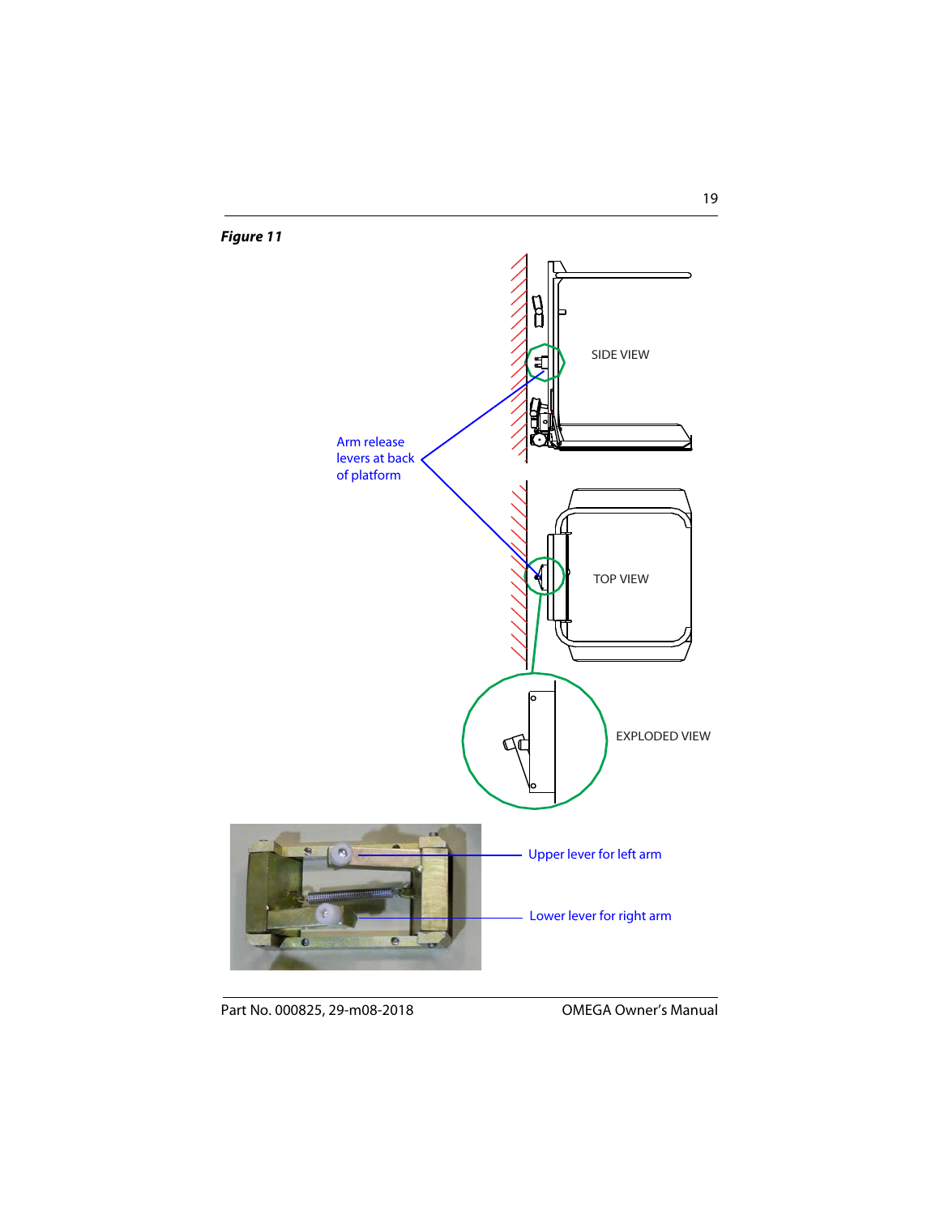***Figure 11***

SIDE VIEW

Arm release levers at back of platform

TOP VIEW

EXPLODED VIEW

Upper lever for left arm

Lower lever for right arm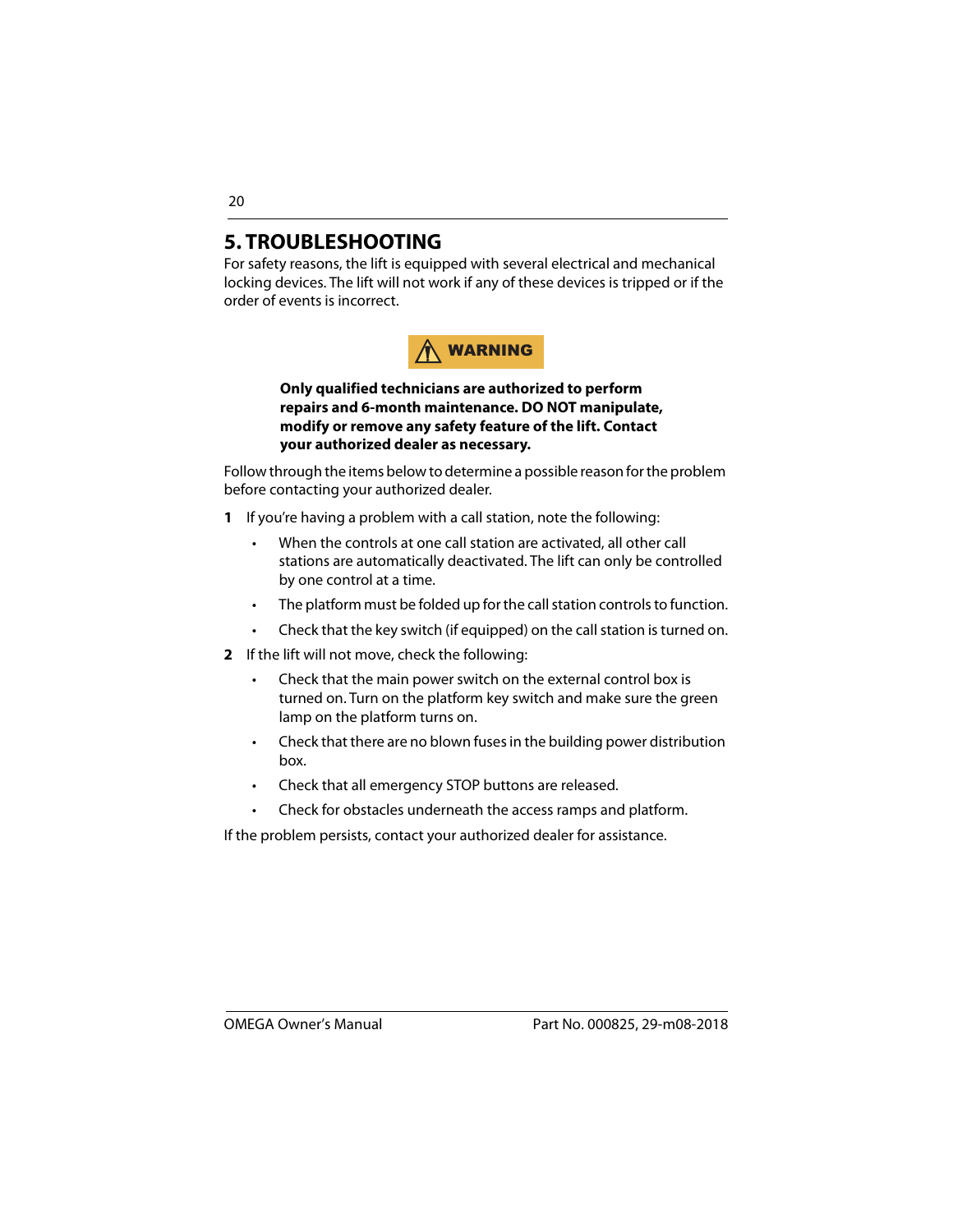# 5. TROUBLESHOOTING

For safety reasons, the lift is equipped with several electrical and mechanical locking devices. The lift will not work if any of these devices is tripped or if the order of events is incorrect.

**WARNING**

**Only qualified technicians are authorized to perform repairs and 6-month maintenance. DO NOT manipulate, modify or remove any safety feature of the lift. Contact your authorized dealer as necessary.**

Follow through the items below to determine a possible reason for the problem before contacting your authorized dealer.

1. If you're having a problem with a call station, note the following:
   - When the controls at one call station are activated, all other call stations are automatically deactivated. The lift can only be controlled by one control at a time.
   - The platform must be folded up for the call station controls to function.
   - Check that the key switch (if equipped) on the call station is turned on.
2. If the lift will not move, check the following:
   - Check that the main power switch on the external control box is turned on. Turn on the platform key switch and make sure the green lamp on the platform turns on.
   - Check that there are no blown fuses in the building power distribution box.
   - Check that all emergency STOP buttons are released.
   - Check for obstacles underneath the access ramps and platform.

If the problem persists, contact your authorized dealer for assistance.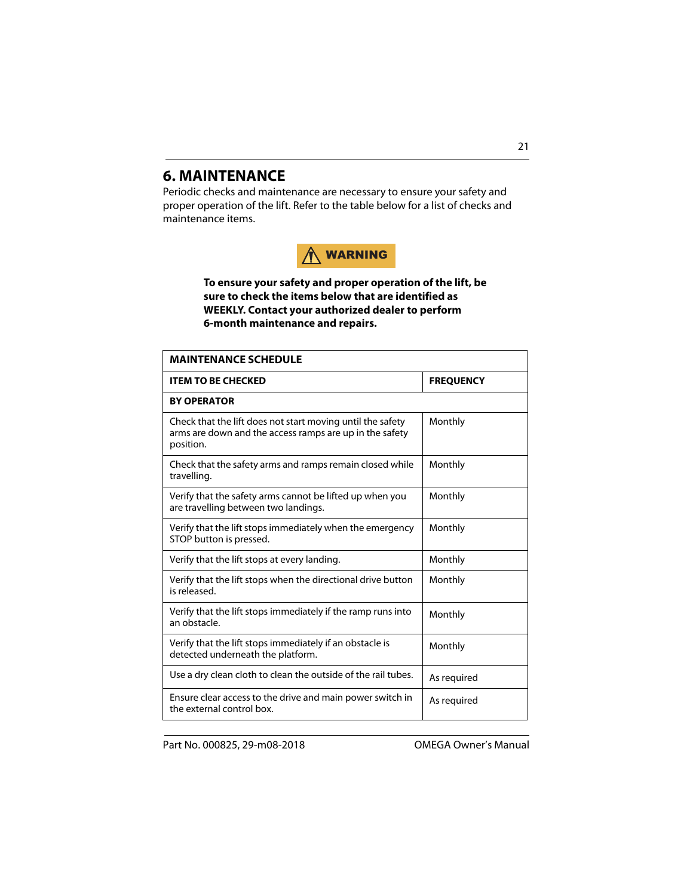# 6. MAINTENANCE

Periodic checks and maintenance are necessary to ensure your safety and proper operation of the lift. Refer to the table below for a list of checks and maintenance items.

**WARNING**

**To ensure your safety and proper operation of the lift, be sure to check the items below that are identified as WEEKLY. Contact your authorized dealer to perform 6-month maintenance and repairs.**

| MAINTENANCE SCHEDULE | |
|---|---|
| **ITEM TO BE CHECKED** | **FREQUENCY** |
| **BY OPERATOR** | |
| Check that the lift does not start moving until the safety arms are down and the access ramps are up in the safety position. | Monthly |
| Check that the safety arms and ramps remain closed while travelling. | Monthly |
| Verify that the safety arms cannot be lifted up when you are travelling between two landings. | Monthly |
| Verify that the lift stops immediately when the emergency STOP button is pressed. | Monthly |
| Verify that the lift stops at every landing. | Monthly |
| Verify that the lift stops when the directional drive button is released. | Monthly |
| Verify that the lift stops immediately if the ramp runs into an obstacle. | Monthly |
| Verify that the lift stops immediately if an obstacle is detected underneath the platform. | Monthly |
| Use a dry clean cloth to clean the outside of the rail tubes. | As required |
| Ensure clear access to the drive and main power switch in the external control box. | As required |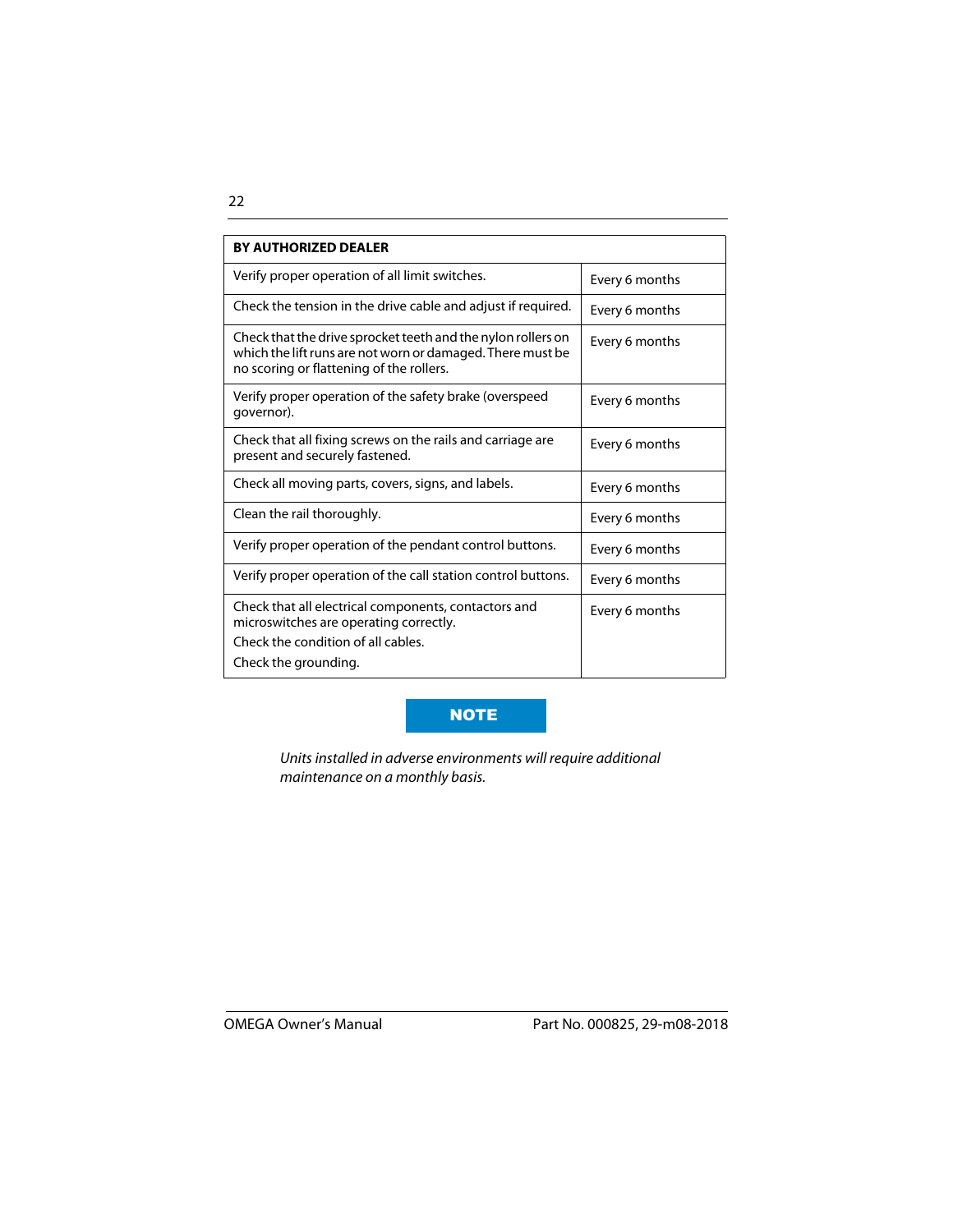| BY AUTHORIZED DEALER | |
|---|---|
| Verify proper operation of all limit switches. | Every 6 months |
| Check the tension in the drive cable and adjust if required. | Every 6 months |
| Check that the drive sprocket teeth and the nylon rollers on which the lift runs are not worn or damaged. There must be no scoring or flattening of the rollers. | Every 6 months |
| Verify proper operation of the safety brake (overspeed governor). | Every 6 months |
| Check that all fixing screws on the rails and carriage are present and securely fastened. | Every 6 months |
| Check all moving parts, covers, signs, and labels. | Every 6 months |
| Clean the rail thoroughly. | Every 6 months |
| Verify proper operation of the pendant control buttons. | Every 6 months |
| Verify proper operation of the call station control buttons. | Every 6 months |
| Check that all electrical components, contactors and microswitches are operating correctly.<br>Check the condition of all cables.<br>Check the grounding. | Every 6 months |

**NOTE**

*Units installed in adverse environments will require additional maintenance on a monthly basis.*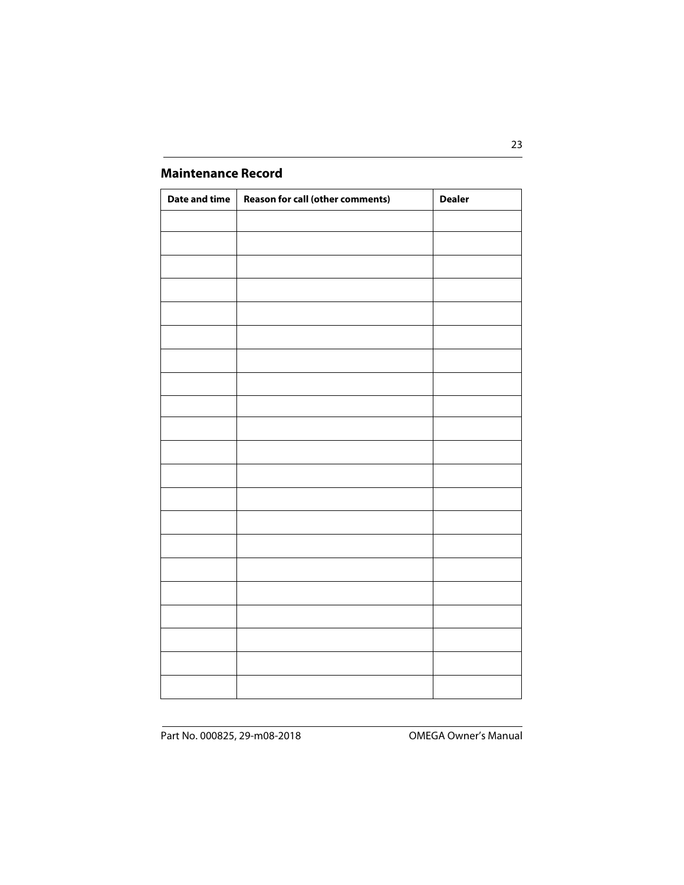## Maintenance Record

| Date and time | Reason for call (other comments) | Dealer |
|---|---|---|
| | | |
| | | |
| | | |
| | | |
| | | |
| | | |
| | | |
| | | |
| | | |
| | | |
| | | |
| | | |
| | | |
| | | |
| | | |
| | | |
| | | |
| | | |
| | | |
| | | |
| | | |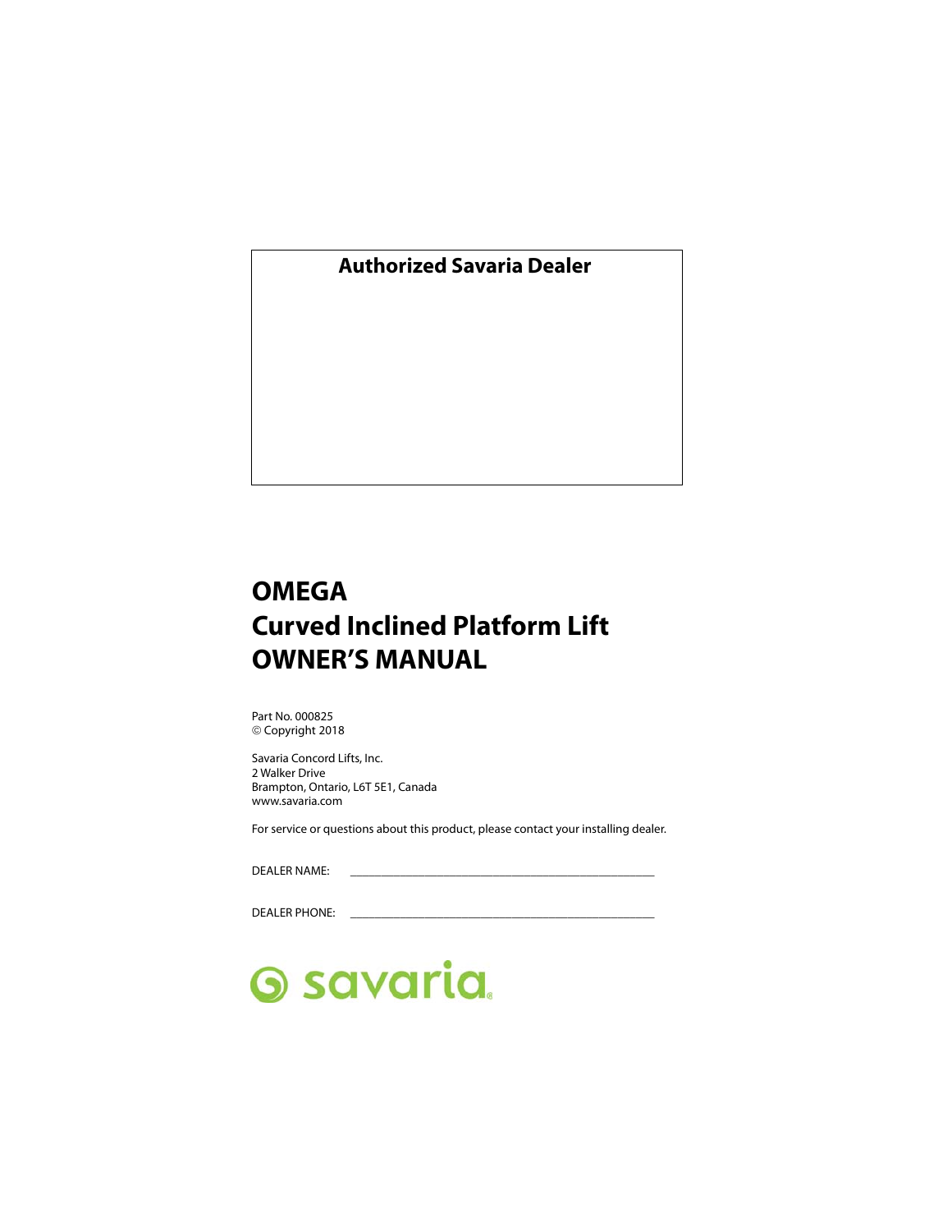**Authorized Savaria Dealer**

# OMEGA
# Curved Inclined Platform Lift
# OWNER'S MANUAL

Part No. 000825
© Copyright 2018

Savaria Concord Lifts, Inc.
2 Walker Drive
Brampton, Ontario, L6T 5E1, Canada
www.savaria.com

For service or questions about this product, please contact your installing dealer.

DEALER NAME: ______________________________________________

DEALER PHONE: ______________________________________________

savaria